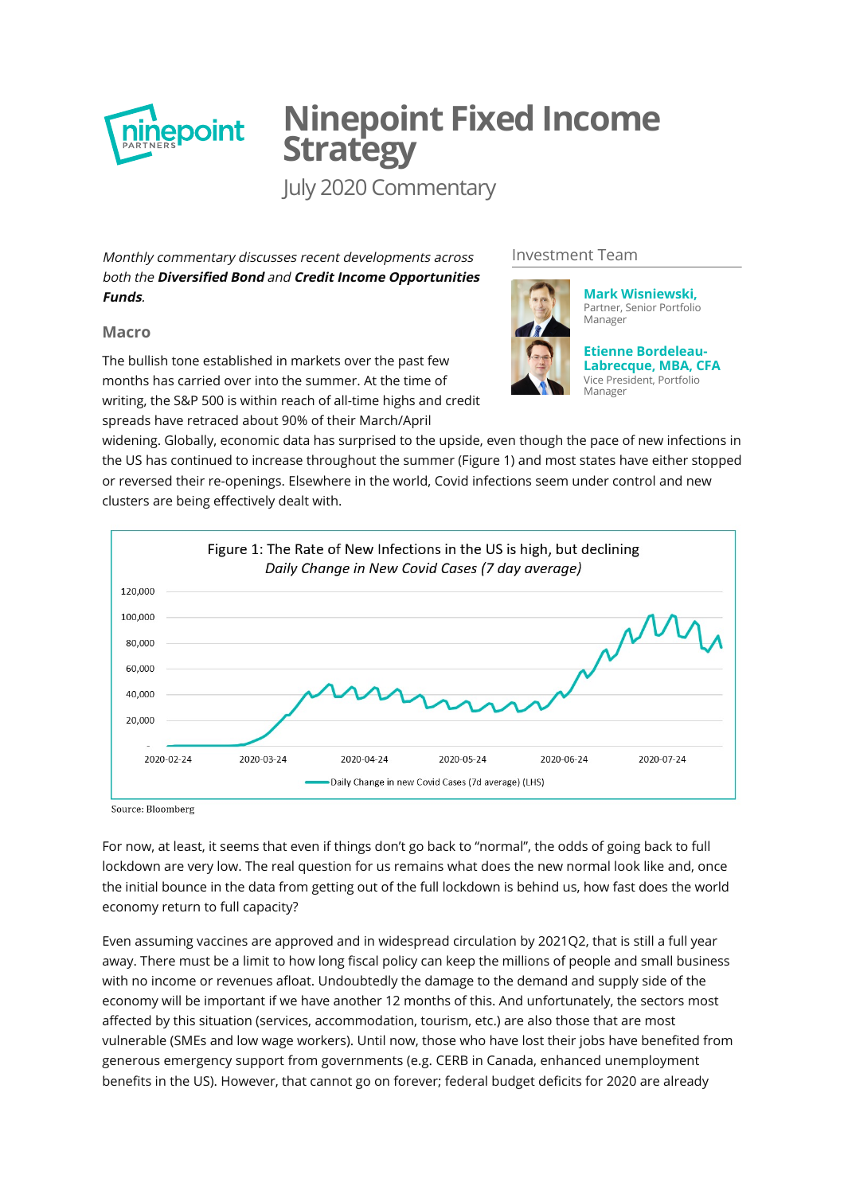# Ninepoint Fixed Income Strategy

July 2020 Commentary

*Monthly commentary discusses recent developments across both the **Diversified Bond** and **Credit Income Opportunities Funds**.*

Investment Team

**Mark Wisniewski,**
Partner, Senior Portfolio Manager

**Etienne Bordeleau-Labrecque, MBA, CFA**
Vice President, Portfolio Manager

## Macro

The bullish tone established in markets over the past few months has carried over into the summer. At the time of writing, the S&P 500 is within reach of all-time highs and credit spreads have retraced about 90% of their March/April widening. Globally, economic data has surprised to the upside, even though the pace of new infections in the US has continued to increase throughout the summer (Figure 1) and most states have either stopped or reversed their re-openings. Elsewhere in the world, Covid infections seem under control and new clusters are being effectively dealt with.

Figure 1: The Rate of New Infections in the US is high, but declining
*Daily Change in New Covid Cases (7 day average)*

Source: Bloomberg

For now, at least, it seems that even if things don't go back to "normal", the odds of going back to full lockdown are very low. The real question for us remains what does the new normal look like and, once the initial bounce in the data from getting out of the full lockdown is behind us, how fast does the world economy return to full capacity?

Even assuming vaccines are approved and in widespread circulation by 2021Q2, that is still a full year away. There must be a limit to how long fiscal policy can keep the millions of people and small business with no income or revenues afloat. Undoubtedly the damage to the demand and supply side of the economy will be important if we have another 12 months of this. And unfortunately, the sectors most affected by this situation (services, accommodation, tourism, etc.) are also those that are most vulnerable (SMEs and low wage workers). Until now, those who have lost their jobs have benefited from generous emergency support from governments (e.g. CERB in Canada, enhanced unemployment benefits in the US). However, that cannot go on forever; federal budget deficits for 2020 are already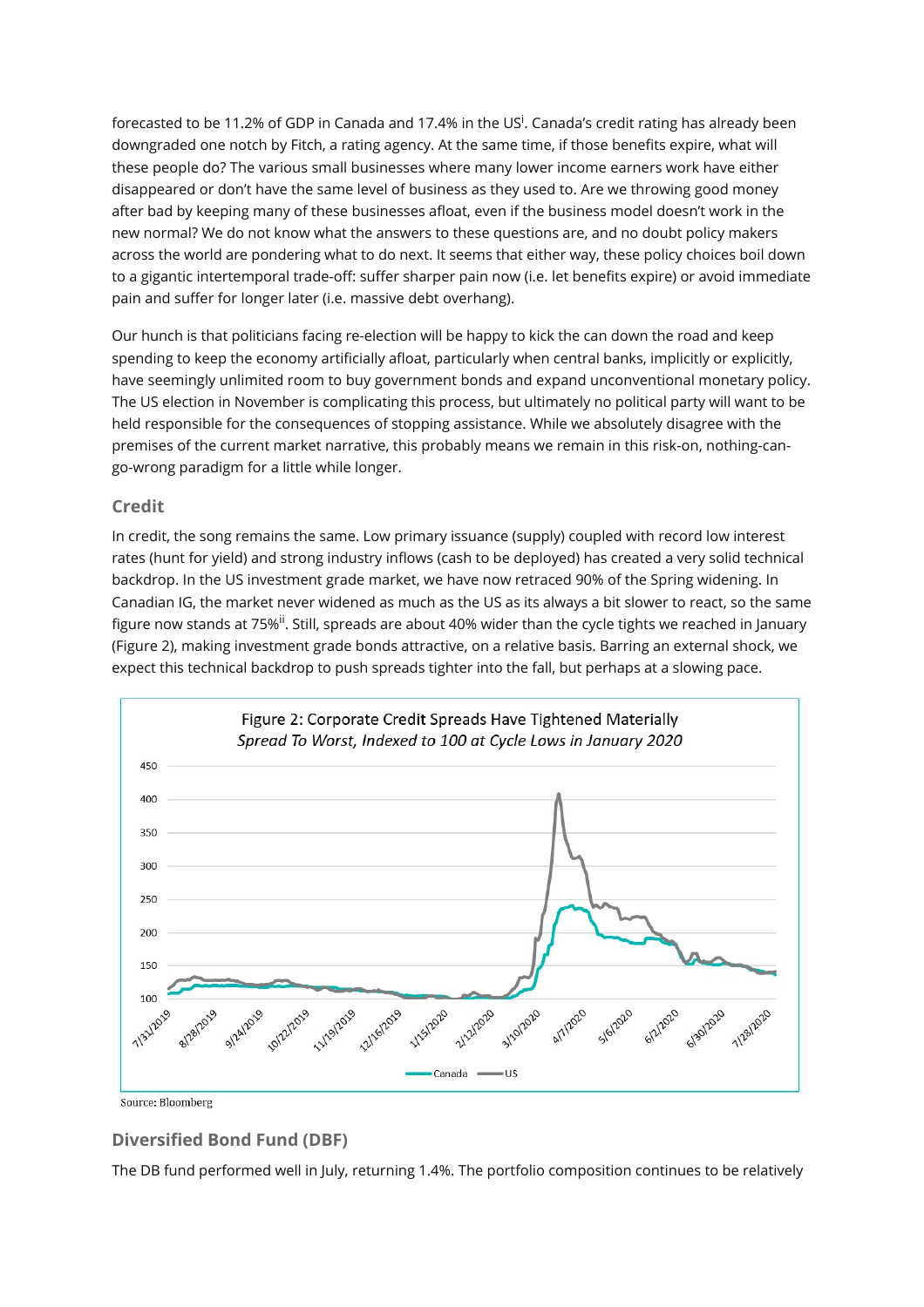forecasted to be 11.2% of GDP in Canada and 17.4% in the US[i]. Canada's credit rating has already been downgraded one notch by Fitch, a rating agency. At the same time, if those benefits expire, what will these people do? The various small businesses where many lower income earners work have either disappeared or don't have the same level of business as they used to. Are we throwing good money after bad by keeping many of these businesses afloat, even if the business model doesn't work in the new normal? We do not know what the answers to these questions are, and no doubt policy makers across the world are pondering what to do next. It seems that either way, these policy choices boil down to a gigantic intertemporal trade-off: suffer sharper pain now (i.e. let benefits expire) or avoid immediate pain and suffer for longer later (i.e. massive debt overhang).

Our hunch is that politicians facing re-election will be happy to kick the can down the road and keep spending to keep the economy artificially afloat, particularly when central banks, implicitly or explicitly, have seemingly unlimited room to buy government bonds and expand unconventional monetary policy. The US election in November is complicating this process, but ultimately no political party will want to be held responsible for the consequences of stopping assistance. While we absolutely disagree with the premises of the current market narrative, this probably means we remain in this risk-on, nothing-can-go-wrong paradigm for a little while longer.

## Credit

In credit, the song remains the same. Low primary issuance (supply) coupled with record low interest rates (hunt for yield) and strong industry inflows (cash to be deployed) has created a very solid technical backdrop. In the US investment grade market, we have now retraced 90% of the Spring widening. In Canadian IG, the market never widened as much as the US as its always a bit slower to react, so the same figure now stands at 75%[ii]. Still, spreads are about 40% wider than the cycle tights we reached in January (Figure 2), making investment grade bonds attractive, on a relative basis. Barring an external shock, we expect this technical backdrop to push spreads tighter into the fall, but perhaps at a slowing pace.

Figure 2: Corporate Credit Spreads Have Tightened Materially
*Spread To Worst, Indexed to 100 at Cycle Lows in January 2020*

Source: Bloomberg

## Diversified Bond Fund (DBF)

The DB fund performed well in July, returning 1.4%. The portfolio composition continues to be relatively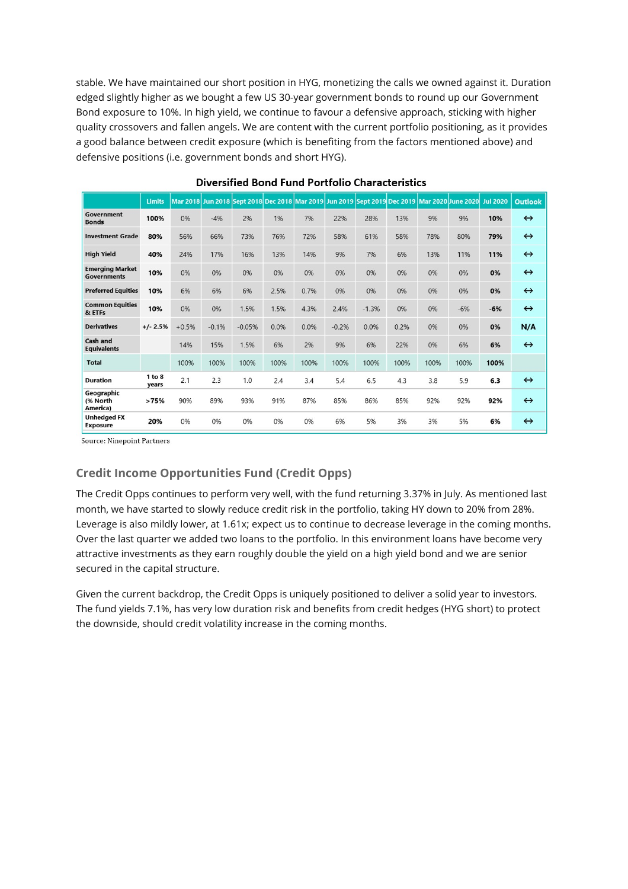stable. We have maintained our short position in HYG, monetizing the calls we owned against it. Duration edged slightly higher as we bought a few US 30-year government bonds to round up our Government Bond exposure to 10%. In high yield, we continue to favour a defensive approach, sticking with higher quality crossovers and fallen angels. We are content with the current portfolio positioning, as it provides a good balance between credit exposure (which is benefiting from the factors mentioned above) and defensive positions (i.e. government bonds and short HYG).

**Diversified Bond Fund Portfolio Characteristics**

| | Limits | Mar 2018 | Jun 2018 | Sept 2018 | Dec 2018 | Mar 2019 | Jun 2019 | Sept 2019 | Dec 2019 | Mar 2020 | June 2020 | Jul 2020 | Outlook |
|---|---|---|---|---|---|---|---|---|---|---|---|---|---|
| Government Bonds | 100% | 0% | -4% | 2% | 1% | 7% | 22% | 28% | 13% | 9% | 9% | **10%** | ↔ |
| Investment Grade | 80% | 56% | 66% | 73% | 76% | 72% | 58% | 61% | 58% | 78% | 80% | **79%** | ↔ |
| High Yield | 40% | 24% | 17% | 16% | 13% | 14% | 9% | 7% | 6% | 13% | 11% | **11%** | ↔ |
| Emerging Market Governments | 10% | 0% | 0% | 0% | 0% | 0% | 0% | 0% | 0% | 0% | 0% | **0%** | ↔ |
| Preferred Equities | 10% | 6% | 6% | 6% | 2.5% | 0.7% | 0% | 0% | 0% | 0% | 0% | **0%** | ↔ |
| Common Equities & ETFs | 10% | 0% | 0% | 1.5% | 1.5% | 4.3% | 2.4% | -1.3% | 0% | 0% | -6% | **-6%** | ↔ |
| Derivatives | +/- 2.5% | +0.5% | -0.1% | -0.05% | 0.0% | 0.0% | -0.2% | 0.0% | 0.2% | 0% | 0% | **0%** | N/A |
| Cash and Equivalents | | 14% | 15% | 1.5% | 6% | 2% | 9% | 6% | 22% | 0% | 6% | **6%** | ↔ |
| Total | | 100% | 100% | 100% | 100% | 100% | 100% | 100% | 100% | 100% | 100% | **100%** | |
| Duration | 1 to 8 years | 2.1 | 2.3 | 1.0 | 2.4 | 3.4 | 5.4 | 6.5 | 4.3 | 3.8 | 5.9 | **6.3** | ↔ |
| Geographic (% North America) | >75% | 90% | 89% | 93% | 91% | 87% | 85% | 86% | 85% | 92% | 92% | **92%** | ↔ |
| Unhedged FX Exposure | 20% | 0% | 0% | 0% | 0% | 0% | 6% | 5% | 3% | 3% | 5% | **6%** | ↔ |

Source: Ninepoint Partners

### Credit Income Opportunities Fund (Credit Opps)

The Credit Opps continues to perform very well, with the fund returning 3.37% in July. As mentioned last month, we have started to slowly reduce credit risk in the portfolio, taking HY down to 20% from 28%. Leverage is also mildly lower, at 1.61x; expect us to continue to decrease leverage in the coming months. Over the last quarter we added two loans to the portfolio. In this environment loans have become very attractive investments as they earn roughly double the yield on a high yield bond and we are senior secured in the capital structure.

Given the current backdrop, the Credit Opps is uniquely positioned to deliver a solid year to investors. The fund yields 7.1%, has very low duration risk and benefits from credit hedges (HYG short) to protect the downside, should credit volatility increase in the coming months.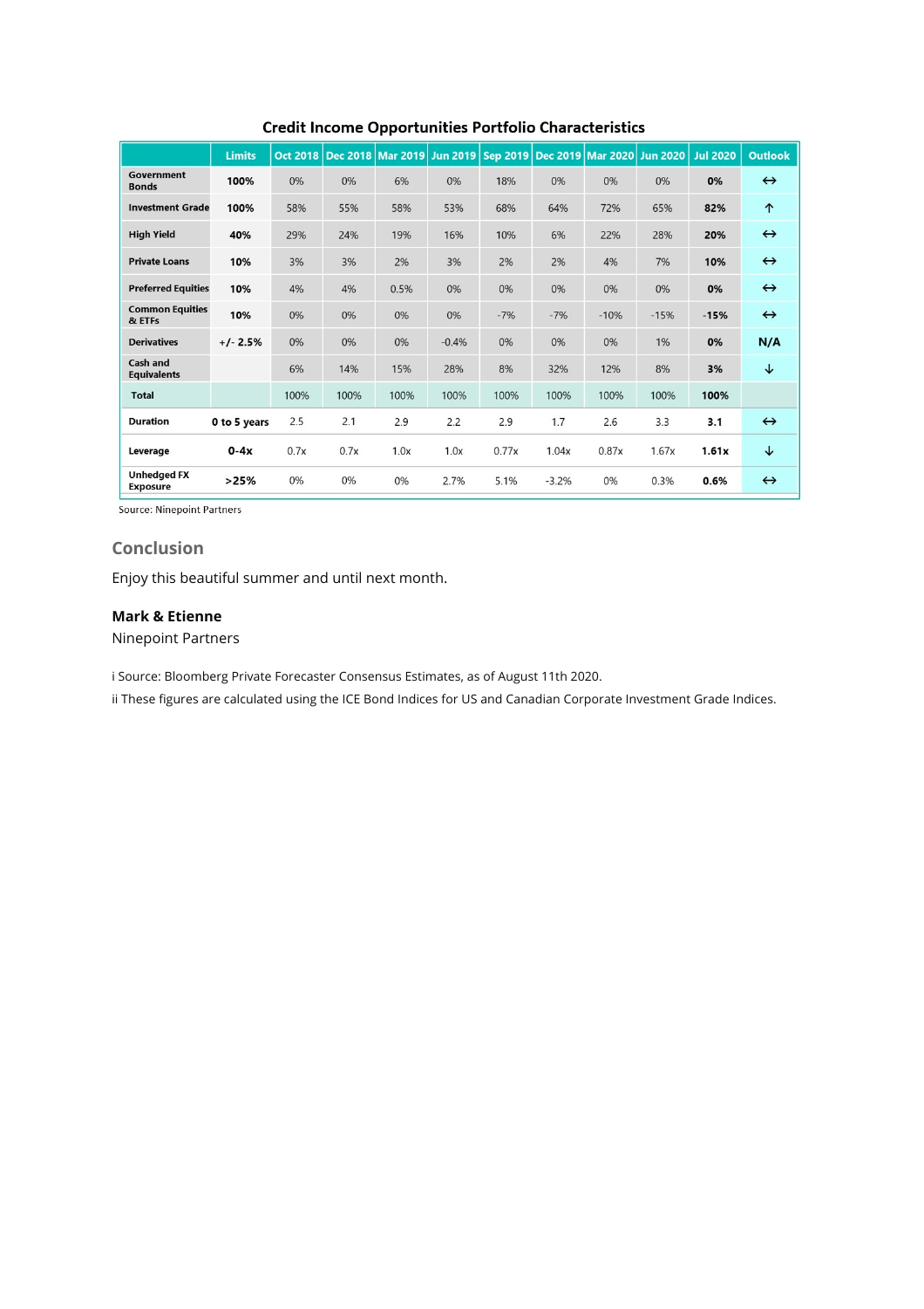**Credit Income Opportunities Portfolio Characteristics**

| | Limits | Oct 2018 | Dec 2018 | Mar 2019 | Jun 2019 | Sep 2019 | Dec 2019 | Mar 2020 | Jun 2020 | Jul 2020 | Outlook |
|---|---|---|---|---|---|---|---|---|---|---|---|
| **Government Bonds** | **100%** | 0% | 0% | 6% | 0% | 18% | 0% | 0% | 0% | **0%** | ↔ |
| **Investment Grade** | **100%** | 58% | 55% | 58% | 53% | 68% | 64% | 72% | 65% | **82%** | ↑ |
| **High Yield** | **40%** | 29% | 24% | 19% | 16% | 10% | 6% | 22% | 28% | **20%** | ↔ |
| **Private Loans** | **10%** | 3% | 3% | 2% | 3% | 2% | 2% | 4% | 7% | **10%** | ↔ |
| **Preferred Equities** | **10%** | 4% | 4% | 0.5% | 0% | 0% | 0% | 0% | 0% | **0%** | ↔ |
| **Common Equities & ETFs** | **10%** | 0% | 0% | 0% | 0% | -7% | -7% | -10% | -15% | **-15%** | ↔ |
| **Derivatives** | **+/- 2.5%** | 0% | 0% | 0% | -0.4% | 0% | 0% | 0% | 1% | **0%** | **N/A** |
| **Cash and Equivalents** | | 6% | 14% | 15% | 28% | 8% | 32% | 12% | 8% | **3%** | ↓ |
| **Total** | | 100% | 100% | 100% | 100% | 100% | 100% | 100% | 100% | **100%** | |
| **Duration** | **0 to 5 years** | 2.5 | 2.1 | 2.9 | 2.2 | 2.9 | 1.7 | 2.6 | 3.3 | **3.1** | ↔ |
| **Leverage** | **0-4x** | 0.7x | 0.7x | 1.0x | 1.0x | 0.77x | 1.04x | 0.87x | 1.67x | **1.61x** | ↓ |
| **Unhedged FX Exposure** | **>25%** | 0% | 0% | 0% | 2.7% | 5.1% | -3.2% | 0% | 0.3% | **0.6%** | ↔ |

Source: Ninepoint Partners

## Conclusion

Enjoy this beautiful summer and until next month.

**Mark & Etienne**
Ninepoint Partners

i Source: Bloomberg Private Forecaster Consensus Estimates, as of August 11th 2020.

ii These figures are calculated using the ICE Bond Indices for US and Canadian Corporate Investment Grade Indices.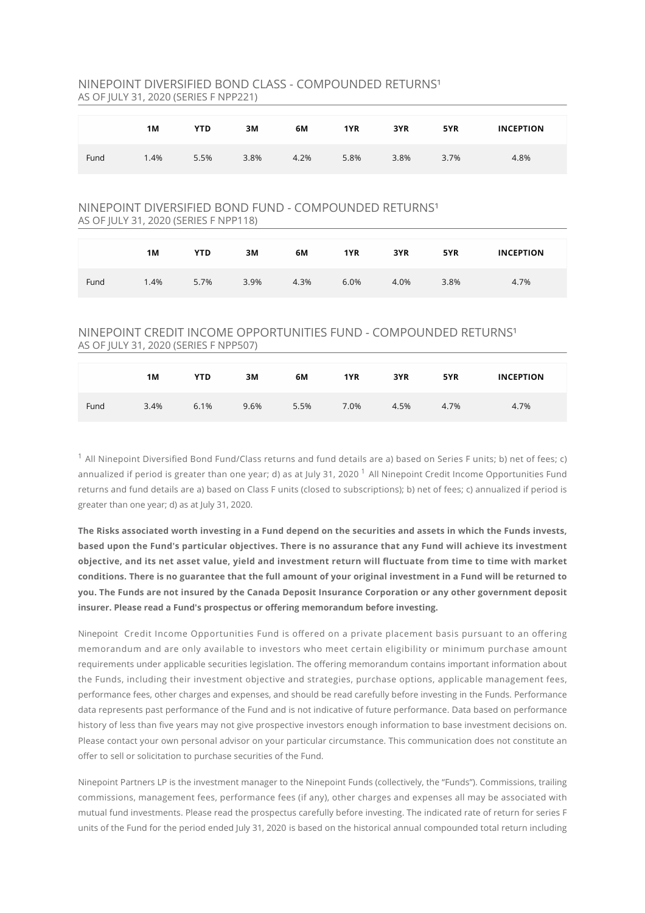## NINEPOINT DIVERSIFIED BOND CLASS - COMPOUNDED RETURNS[1]

AS OF JULY 31, 2020 (SERIES F NPP221)

| | 1M | YTD | 3M | 6M | 1YR | 3YR | 5YR | INCEPTION |
|---|---|---|---|---|---|---|---|---|
| Fund | 1.4% | 5.5% | 3.8% | 4.2% | 5.8% | 3.8% | 3.7% | 4.8% |

## NINEPOINT DIVERSIFIED BOND FUND - COMPOUNDED RETURNS[1]

AS OF JULY 31, 2020 (SERIES F NPP118)

| | 1M | YTD | 3M | 6M | 1YR | 3YR | 5YR | INCEPTION |
|---|---|---|---|---|---|---|---|---|
| Fund | 1.4% | 5.7% | 3.9% | 4.3% | 6.0% | 4.0% | 3.8% | 4.7% |

## NINEPOINT CREDIT INCOME OPPORTUNITIES FUND - COMPOUNDED RETURNS[1]

AS OF JULY 31, 2020 (SERIES F NPP507)

| | 1M | YTD | 3M | 6M | 1YR | 3YR | 5YR | INCEPTION |
|---|---|---|---|---|---|---|---|---|
| Fund | 3.4% | 6.1% | 9.6% | 5.5% | 7.0% | 4.5% | 4.7% | 4.7% |

[1] All Ninepoint Diversified Bond Fund/Class returns and fund details are a) based on Series F units; b) net of fees; c) annualized if period is greater than one year; d) as at July 31, 2020 [1] All Ninepoint Credit Income Opportunities Fund returns and fund details are a) based on Class F units (closed to subscriptions); b) net of fees; c) annualized if period is greater than one year; d) as at July 31, 2020.

**The Risks associated worth investing in a Fund depend on the securities and assets in which the Funds invests, based upon the Fund's particular objectives. There is no assurance that any Fund will achieve its investment objective, and its net asset value, yield and investment return will fluctuate from time to time with market conditions. There is no guarantee that the full amount of your original investment in a Fund will be returned to you. The Funds are not insured by the Canada Deposit Insurance Corporation or any other government deposit insurer. Please read a Fund's prospectus or offering memorandum before investing.**

Ninepoint Credit Income Opportunities Fund is offered on a private placement basis pursuant to an offering memorandum and are only available to investors who meet certain eligibility or minimum purchase amount requirements under applicable securities legislation. The offering memorandum contains important information about the Funds, including their investment objective and strategies, purchase options, applicable management fees, performance fees, other charges and expenses, and should be read carefully before investing in the Funds. Performance data represents past performance of the Fund and is not indicative of future performance. Data based on performance history of less than five years may not give prospective investors enough information to base investment decisions on. Please contact your own personal advisor on your particular circumstance. This communication does not constitute an offer to sell or solicitation to purchase securities of the Fund.

Ninepoint Partners LP is the investment manager to the Ninepoint Funds (collectively, the "Funds"). Commissions, trailing commissions, management fees, performance fees (if any), other charges and expenses all may be associated with mutual fund investments. Please read the prospectus carefully before investing. The indicated rate of return for series F units of the Fund for the period ended July 31, 2020 is based on the historical annual compounded total return including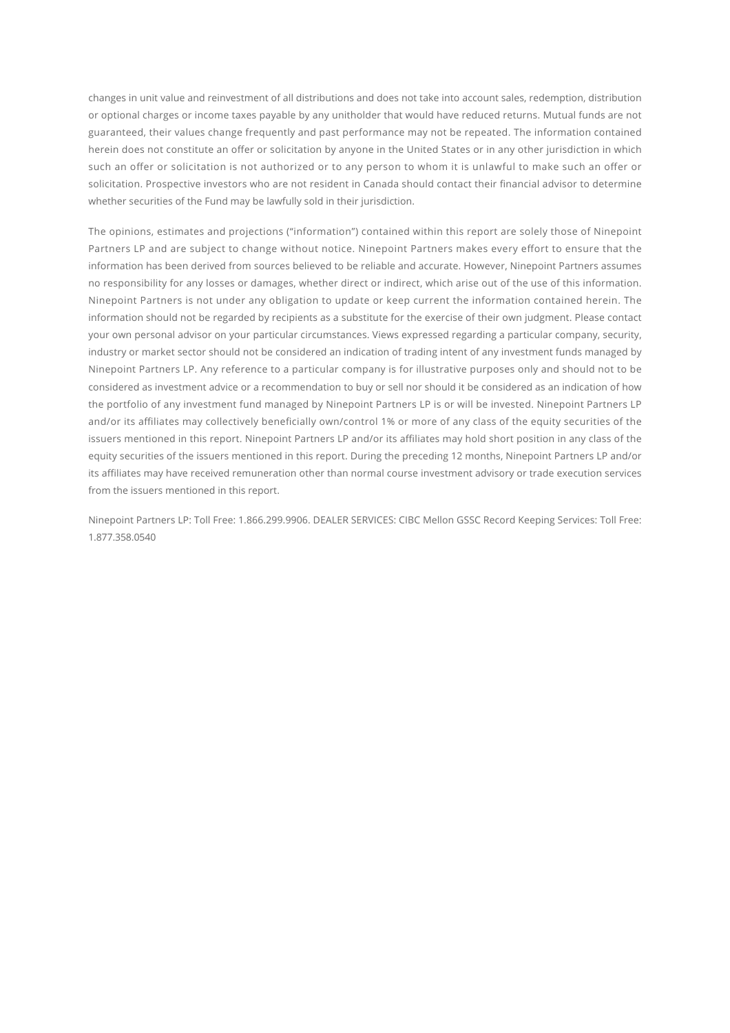changes in unit value and reinvestment of all distributions and does not take into account sales, redemption, distribution or optional charges or income taxes payable by any unitholder that would have reduced returns. Mutual funds are not guaranteed, their values change frequently and past performance may not be repeated. The information contained herein does not constitute an offer or solicitation by anyone in the United States or in any other jurisdiction in which such an offer or solicitation is not authorized or to any person to whom it is unlawful to make such an offer or solicitation. Prospective investors who are not resident in Canada should contact their financial advisor to determine whether securities of the Fund may be lawfully sold in their jurisdiction.

The opinions, estimates and projections ("information") contained within this report are solely those of Ninepoint Partners LP and are subject to change without notice. Ninepoint Partners makes every effort to ensure that the information has been derived from sources believed to be reliable and accurate. However, Ninepoint Partners assumes no responsibility for any losses or damages, whether direct or indirect, which arise out of the use of this information. Ninepoint Partners is not under any obligation to update or keep current the information contained herein. The information should not be regarded by recipients as a substitute for the exercise of their own judgment. Please contact your own personal advisor on your particular circumstances. Views expressed regarding a particular company, security, industry or market sector should not be considered an indication of trading intent of any investment funds managed by Ninepoint Partners LP. Any reference to a particular company is for illustrative purposes only and should not to be considered as investment advice or a recommendation to buy or sell nor should it be considered as an indication of how the portfolio of any investment fund managed by Ninepoint Partners LP is or will be invested. Ninepoint Partners LP and/or its affiliates may collectively beneficially own/control 1% or more of any class of the equity securities of the issuers mentioned in this report. Ninepoint Partners LP and/or its affiliates may hold short position in any class of the equity securities of the issuers mentioned in this report. During the preceding 12 months, Ninepoint Partners LP and/or its affiliates may have received remuneration other than normal course investment advisory or trade execution services from the issuers mentioned in this report.

Ninepoint Partners LP: Toll Free: 1.866.299.9906. DEALER SERVICES: CIBC Mellon GSSC Record Keeping Services: Toll Free: 1.877.358.0540